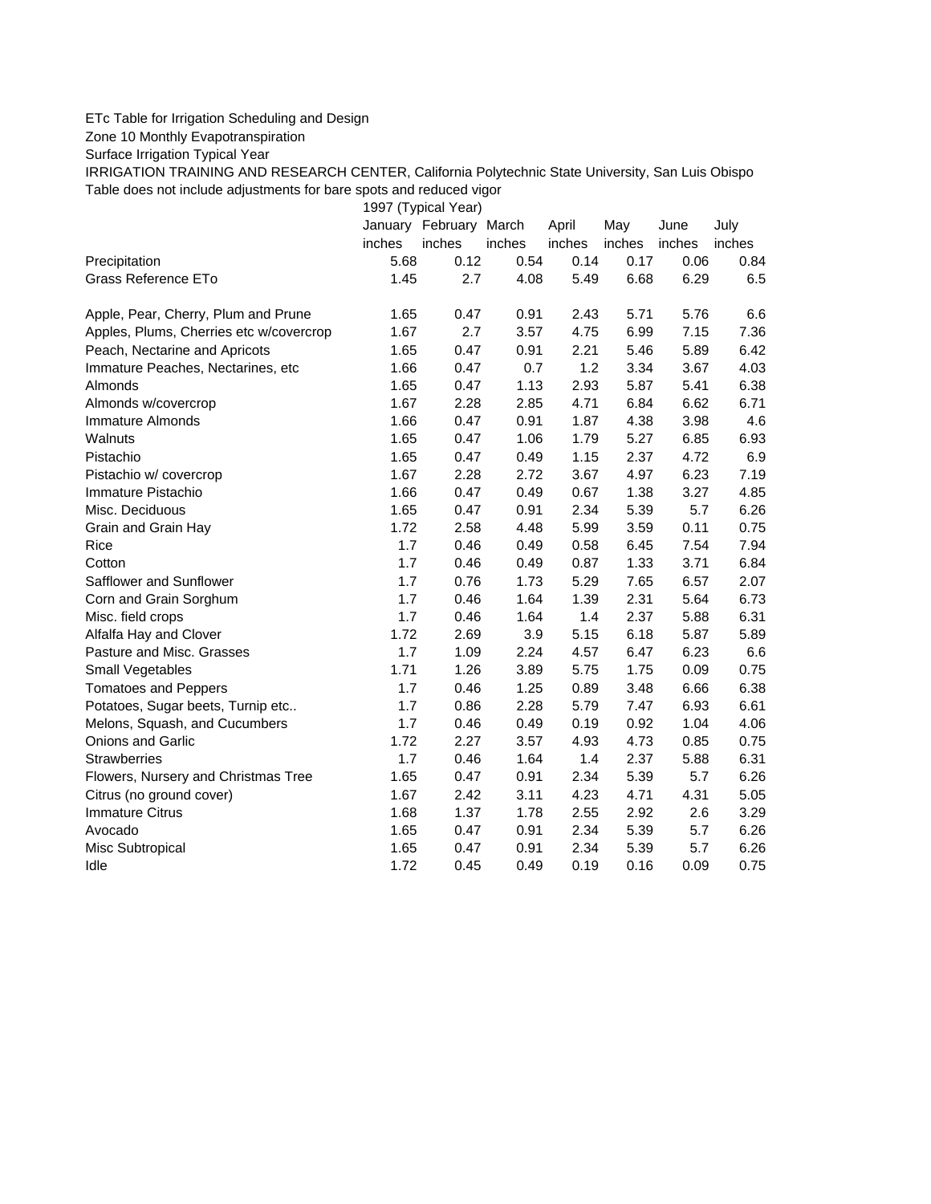ETc Table for Irrigation Scheduling and Design

Zone 10 Monthly Evapotranspiration

Surface Irrigation Typical Year

IRRIGATION TRAINING AND RESEARCH CENTER, California Polytechnic State University, San Luis Obispo

Table does not include adjustments for bare spots and reduced vigor

| | 1997 (Typical Year) | | | | | | |
|---|---|---|---|---|---|---|---|
| | January | February | March | April | May | June | July |
| | inches | inches | inches | inches | inches | inches | inches |
| Precipitation | 5.68 | 0.12 | 0.54 | 0.14 | 0.17 | 0.06 | 0.84 |
| Grass Reference ETo | 1.45 | 2.7 | 4.08 | 5.49 | 6.68 | 6.29 | 6.5 |
| | | | | | | | |
| Apple, Pear, Cherry, Plum and Prune | 1.65 | 0.47 | 0.91 | 2.43 | 5.71 | 5.76 | 6.6 |
| Apples, Plums, Cherries etc w/covercrop | 1.67 | 2.7 | 3.57 | 4.75 | 6.99 | 7.15 | 7.36 |
| Peach, Nectarine and Apricots | 1.65 | 0.47 | 0.91 | 2.21 | 5.46 | 5.89 | 6.42 |
| Immature Peaches, Nectarines, etc | 1.66 | 0.47 | 0.7 | 1.2 | 3.34 | 3.67 | 4.03 |
| Almonds | 1.65 | 0.47 | 1.13 | 2.93 | 5.87 | 5.41 | 6.38 |
| Almonds w/covercrop | 1.67 | 2.28 | 2.85 | 4.71 | 6.84 | 6.62 | 6.71 |
| Immature Almonds | 1.66 | 0.47 | 0.91 | 1.87 | 4.38 | 3.98 | 4.6 |
| Walnuts | 1.65 | 0.47 | 1.06 | 1.79 | 5.27 | 6.85 | 6.93 |
| Pistachio | 1.65 | 0.47 | 0.49 | 1.15 | 2.37 | 4.72 | 6.9 |
| Pistachio w/ covercrop | 1.67 | 2.28 | 2.72 | 3.67 | 4.97 | 6.23 | 7.19 |
| Immature Pistachio | 1.66 | 0.47 | 0.49 | 0.67 | 1.38 | 3.27 | 4.85 |
| Misc. Deciduous | 1.65 | 0.47 | 0.91 | 2.34 | 5.39 | 5.7 | 6.26 |
| Grain and Grain Hay | 1.72 | 2.58 | 4.48 | 5.99 | 3.59 | 0.11 | 0.75 |
| Rice | 1.7 | 0.46 | 0.49 | 0.58 | 6.45 | 7.54 | 7.94 |
| Cotton | 1.7 | 0.46 | 0.49 | 0.87 | 1.33 | 3.71 | 6.84 |
| Safflower and Sunflower | 1.7 | 0.76 | 1.73 | 5.29 | 7.65 | 6.57 | 2.07 |
| Corn and Grain Sorghum | 1.7 | 0.46 | 1.64 | 1.39 | 2.31 | 5.64 | 6.73 |
| Misc. field crops | 1.7 | 0.46 | 1.64 | 1.4 | 2.37 | 5.88 | 6.31 |
| Alfalfa Hay and Clover | 1.72 | 2.69 | 3.9 | 5.15 | 6.18 | 5.87 | 5.89 |
| Pasture and Misc. Grasses | 1.7 | 1.09 | 2.24 | 4.57 | 6.47 | 6.23 | 6.6 |
| Small Vegetables | 1.71 | 1.26 | 3.89 | 5.75 | 1.75 | 0.09 | 0.75 |
| Tomatoes and Peppers | 1.7 | 0.46 | 1.25 | 0.89 | 3.48 | 6.66 | 6.38 |
| Potatoes, Sugar beets, Turnip etc.. | 1.7 | 0.86 | 2.28 | 5.79 | 7.47 | 6.93 | 6.61 |
| Melons, Squash, and Cucumbers | 1.7 | 0.46 | 0.49 | 0.19 | 0.92 | 1.04 | 4.06 |
| Onions and Garlic | 1.72 | 2.27 | 3.57 | 4.93 | 4.73 | 0.85 | 0.75 |
| Strawberries | 1.7 | 0.46 | 1.64 | 1.4 | 2.37 | 5.88 | 6.31 |
| Flowers, Nursery and Christmas Tree | 1.65 | 0.47 | 0.91 | 2.34 | 5.39 | 5.7 | 6.26 |
| Citrus (no ground cover) | 1.67 | 2.42 | 3.11 | 4.23 | 4.71 | 4.31 | 5.05 |
| Immature Citrus | 1.68 | 1.37 | 1.78 | 2.55 | 2.92 | 2.6 | 3.29 |
| Avocado | 1.65 | 0.47 | 0.91 | 2.34 | 5.39 | 5.7 | 6.26 |
| Misc Subtropical | 1.65 | 0.47 | 0.91 | 2.34 | 5.39 | 5.7 | 6.26 |
| Idle | 1.72 | 0.45 | 0.49 | 0.19 | 0.16 | 0.09 | 0.75 |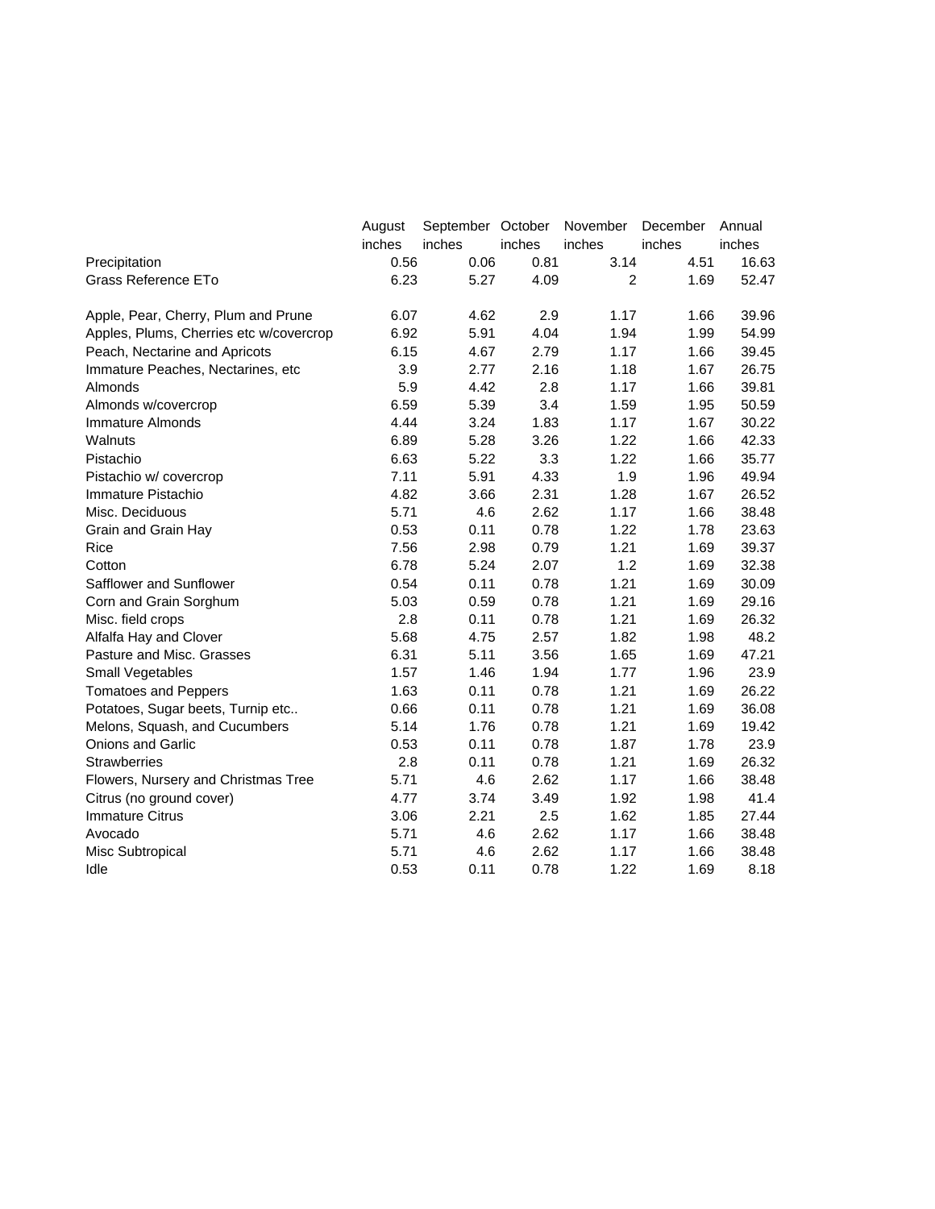| | August inches | September inches | October inches | November inches | December inches | Annual inches |
|---|---|---|---|---|---|---|
| Precipitation | 0.56 | 0.06 | 0.81 | 3.14 | 4.51 | 16.63 |
| Grass Reference ETo | 6.23 | 5.27 | 4.09 | 2 | 1.69 | 52.47 |
| | | | | | | |
| Apple, Pear, Cherry, Plum and Prune | 6.07 | 4.62 | 2.9 | 1.17 | 1.66 | 39.96 |
| Apples, Plums, Cherries etc w/covercrop | 6.92 | 5.91 | 4.04 | 1.94 | 1.99 | 54.99 |
| Peach, Nectarine and Apricots | 6.15 | 4.67 | 2.79 | 1.17 | 1.66 | 39.45 |
| Immature Peaches, Nectarines, etc | 3.9 | 2.77 | 2.16 | 1.18 | 1.67 | 26.75 |
| Almonds | 5.9 | 4.42 | 2.8 | 1.17 | 1.66 | 39.81 |
| Almonds w/covercrop | 6.59 | 5.39 | 3.4 | 1.59 | 1.95 | 50.59 |
| Immature Almonds | 4.44 | 3.24 | 1.83 | 1.17 | 1.67 | 30.22 |
| Walnuts | 6.89 | 5.28 | 3.26 | 1.22 | 1.66 | 42.33 |
| Pistachio | 6.63 | 5.22 | 3.3 | 1.22 | 1.66 | 35.77 |
| Pistachio w/ covercrop | 7.11 | 5.91 | 4.33 | 1.9 | 1.96 | 49.94 |
| Immature Pistachio | 4.82 | 3.66 | 2.31 | 1.28 | 1.67 | 26.52 |
| Misc. Deciduous | 5.71 | 4.6 | 2.62 | 1.17 | 1.66 | 38.48 |
| Grain and Grain Hay | 0.53 | 0.11 | 0.78 | 1.22 | 1.78 | 23.63 |
| Rice | 7.56 | 2.98 | 0.79 | 1.21 | 1.69 | 39.37 |
| Cotton | 6.78 | 5.24 | 2.07 | 1.2 | 1.69 | 32.38 |
| Safflower and Sunflower | 0.54 | 0.11 | 0.78 | 1.21 | 1.69 | 30.09 |
| Corn and Grain Sorghum | 5.03 | 0.59 | 0.78 | 1.21 | 1.69 | 29.16 |
| Misc. field crops | 2.8 | 0.11 | 0.78 | 1.21 | 1.69 | 26.32 |
| Alfalfa Hay and Clover | 5.68 | 4.75 | 2.57 | 1.82 | 1.98 | 48.2 |
| Pasture and Misc. Grasses | 6.31 | 5.11 | 3.56 | 1.65 | 1.69 | 47.21 |
| Small Vegetables | 1.57 | 1.46 | 1.94 | 1.77 | 1.96 | 23.9 |
| Tomatoes and Peppers | 1.63 | 0.11 | 0.78 | 1.21 | 1.69 | 26.22 |
| Potatoes, Sugar beets, Turnip etc.. | 0.66 | 0.11 | 0.78 | 1.21 | 1.69 | 36.08 |
| Melons, Squash, and Cucumbers | 5.14 | 1.76 | 0.78 | 1.21 | 1.69 | 19.42 |
| Onions and Garlic | 0.53 | 0.11 | 0.78 | 1.87 | 1.78 | 23.9 |
| Strawberries | 2.8 | 0.11 | 0.78 | 1.21 | 1.69 | 26.32 |
| Flowers, Nursery and Christmas Tree | 5.71 | 4.6 | 2.62 | 1.17 | 1.66 | 38.48 |
| Citrus (no ground cover) | 4.77 | 3.74 | 3.49 | 1.92 | 1.98 | 41.4 |
| Immature Citrus | 3.06 | 2.21 | 2.5 | 1.62 | 1.85 | 27.44 |
| Avocado | 5.71 | 4.6 | 2.62 | 1.17 | 1.66 | 38.48 |
| Misc Subtropical | 5.71 | 4.6 | 2.62 | 1.17 | 1.66 | 38.48 |
| Idle | 0.53 | 0.11 | 0.78 | 1.22 | 1.69 | 8.18 |